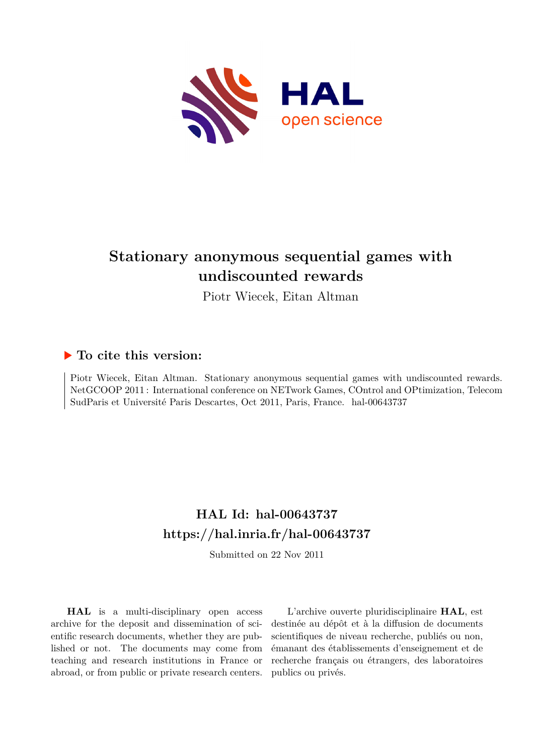# Stationary anonymous sequential games with undiscounted rewards

Piotr Wiecek, Eitan Altman

## ▶ To cite this version:

Piotr Wiecek, Eitan Altman. Stationary anonymous sequential games with undiscounted rewards. NetGCOOP 2011 : International conference on NETwork Games, COntrol and OPtimization, Telecom SudParis et Université Paris Descartes, Oct 2011, Paris, France. hal-00643737

## HAL Id: hal-00643737

## https://hal.inria.fr/hal-00643737

Submitted on 22 Nov 2011

**HAL** is a multi-disciplinary open access archive for the deposit and dissemination of scientific research documents, whether they are published or not. The documents may come from teaching and research institutions in France or abroad, or from public or private research centers.

L'archive ouverte pluridisciplinaire **HAL**, est destinée au dépôt et à la diffusion de documents scientifiques de niveau recherche, publiés ou non, émanant des établissements d'enseignement et de recherche français ou étrangers, des laboratoires publics ou privés.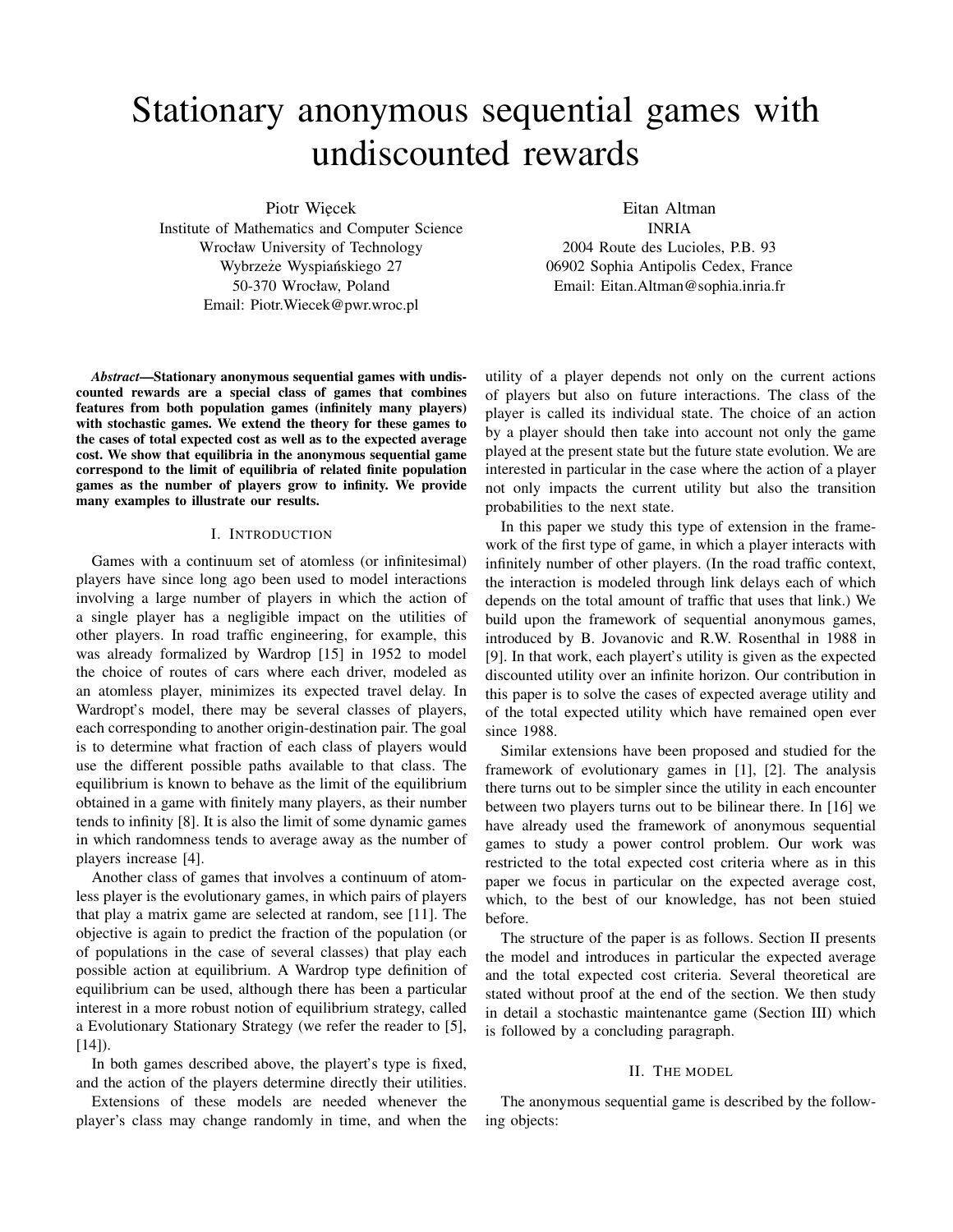# Stationary anonymous sequential games with undiscounted rewards

Piotr Więcek
Institute of Mathematics and Computer Science
Wrocław University of Technology
Wybrzeże Wyspiańskiego 27
50-370 Wrocław, Poland
Email: Piotr.Wiecek@pwr.wroc.pl

Eitan Altman
INRIA
2004 Route des Lucioles, P.B. 93
06902 Sophia Antipolis Cedex, France
Email: Eitan.Altman@sophia.inria.fr

***Abstract*—Stationary anonymous sequential games with undiscounted rewards are a special class of games that combines features from both population games (infinitely many players) with stochastic games. We extend the theory for these games to the cases of total expected cost as well as to the expected average cost. We show that equilibria in the anonymous sequential game correspond to the limit of equilibria of related finite population games as the number of players grow to infinity. We provide many examples to illustrate our results.**

## I. Introduction

Games with a continuum set of atomless (or infinitesimal) players have since long ago been used to model interactions involving a large number of players in which the action of a single player has a negligible impact on the utilities of other players. In road traffic engineering, for example, this was already formalized by Wardrop [15] in 1952 to model the choice of routes of cars where each driver, modeled as an atomless player, minimizes its expected travel delay. In Wardropt's model, there may be several classes of players, each corresponding to another origin-destination pair. The goal is to determine what fraction of each class of players would use the different possible paths available to that class. The equilibrium is known to behave as the limit of the equilibrium obtained in a game with finitely many players, as their number tends to infinity [8]. It is also the limit of some dynamic games in which randomness tends to average away as the number of players increase [4].

Another class of games that involves a continuum of atomless player is the evolutionary games, in which pairs of players that play a matrix game are selected at random, see [11]. The objective is again to predict the fraction of the population (or of populations in the case of several classes) that play each possible action at equilibrium. A Wardrop type definition of equilibrium can be used, although there has been a particular interest in a more robust notion of equilibrium strategy, called a Evolutionary Stationary Strategy (we refer the reader to [5], [14]).

In both games described above, the playert's type is fixed, and the action of the players determine directly their utilities.

Extensions of these models are needed whenever the player's class may change randomly in time, and when the utility of a player depends not only on the current actions of players but also on future interactions. The class of the player is called its individual state. The choice of an action by a player should then take into account not only the game played at the present state but the future state evolution. We are interested in particular in the case where the action of a player not only impacts the current utility but also the transition probabilities to the next state.

In this paper we study this type of extension in the framework of the first type of game, in which a player interacts with infinitely number of other players. (In the road traffic context, the interaction is modeled through link delays each of which depends on the total amount of traffic that uses that link.) We build upon the framework of sequential anonymous games, introduced by B. Jovanovic and R.W. Rosenthal in 1988 in [9]. In that work, each playert's utility is given as the expected discounted utility over an infinite horizon. Our contribution in this paper is to solve the cases of expected average utility and of the total expected utility which have remained open ever since 1988.

Similar extensions have been proposed and studied for the framework of evolutionary games in [1], [2]. The analysis there turns out to be simpler since the utility in each encounter between two players turns out to be bilinear there. In [16] we have already used the framework of anonymous sequential games to study a power control problem. Our work was restricted to the total expected cost criteria where as in this paper we focus in particular on the expected average cost, which, to the best of our knowledge, has not been stuied before.

The structure of the paper is as follows. Section II presents the model and introduces in particular the expected average and the total expected cost criteria. Several theoretical are stated without proof at the end of the section. We then study in detail a stochastic maintenantce game (Section III) which is followed by a concluding paragraph.

## II. The model

The anonymous sequential game is described by the following objects: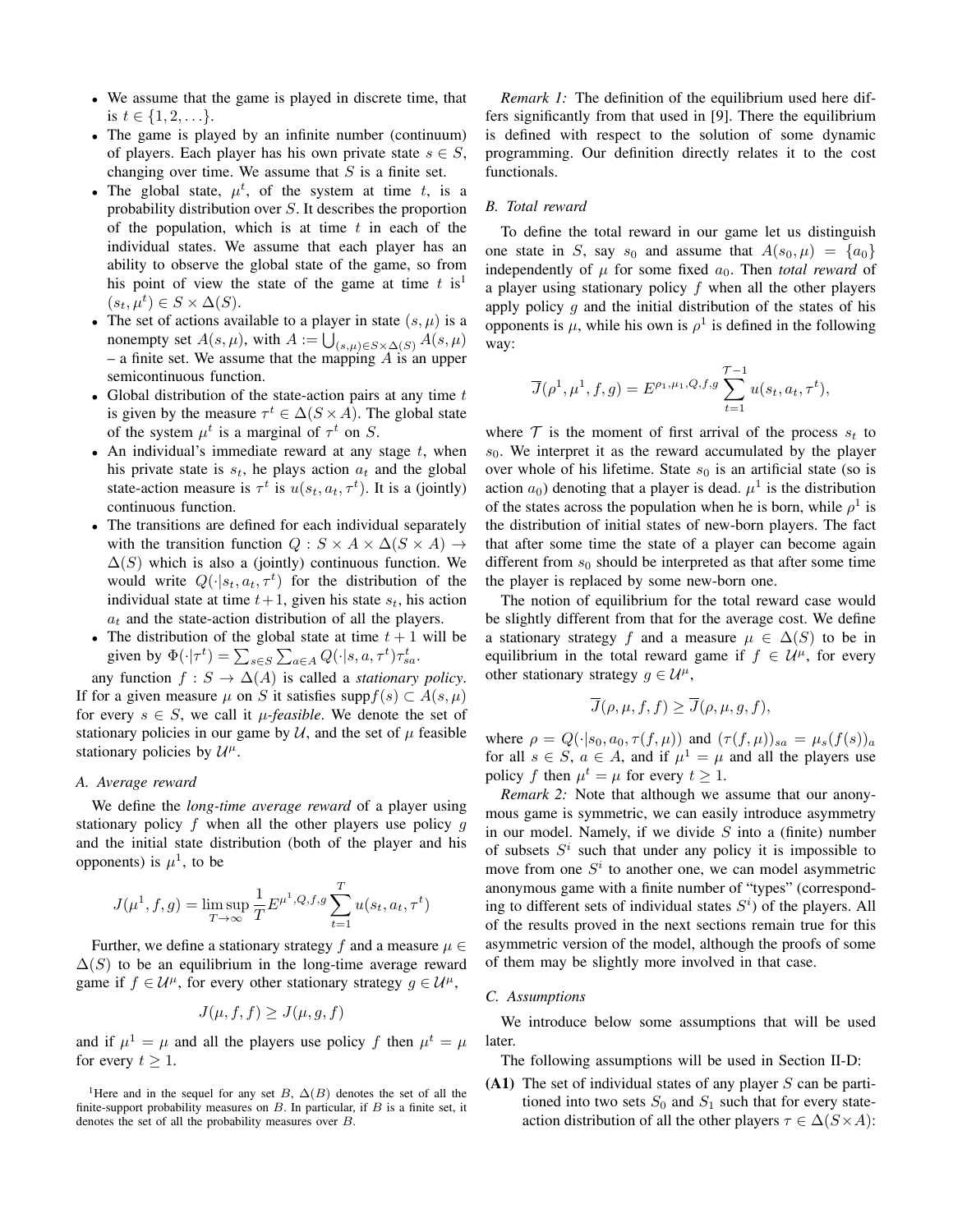- We assume that the game is played in discrete time, that is $t \in \{1, 2, \ldots\}$.
- The game is played by an infinite number (continuum) of players. Each player has his own private state $s \in S$, changing over time. We assume that $S$ is a finite set.
- The global state, $\mu^t$, of the system at time $t$, is a probability distribution over $S$. It describes the proportion of the population, which is at time $t$ in each of the individual states. We assume that each player has an ability to observe the global state of the game, so from his point of view the state of the game at time $t$ is[1] $(s_t, \mu^t) \in S \times \Delta(S)$.
- The set of actions available to a player in state $(s, \mu)$ is a nonempty set $A(s, \mu)$, with $A := \bigcup_{(s,\mu) \in S \times \Delta(S)} A(s, \mu)$ – a finite set. We assume that the mapping $A$ is an upper semicontinuous function.
- Global distribution of the state-action pairs at any time $t$ is given by the measure $\tau^t \in \Delta(S \times A)$. The global state of the system $\mu^t$ is a marginal of $\tau^t$ on $S$.
- An individual's immediate reward at any stage $t$, when his private state is $s_t$, he plays action $a_t$ and the global state-action measure is $\tau^t$ is $u(s_t, a_t, \tau^t)$. It is a (jointly) continuous function.
- The transitions are defined for each individual separately with the transition function $Q : S \times A \times \Delta(S \times A) \to \Delta(S)$ which is also a (jointly) continuous function. We would write $Q(\cdot|s_t, a_t, \tau^t)$ for the distribution of the individual state at time $t+1$, given his state $s_t$, his action $a_t$ and the state-action distribution of all the players.
- The distribution of the global state at time $t+1$ will be given by $\Phi(\cdot|\tau^t) = \sum_{s \in S} \sum_{a \in A} Q(\cdot|s, a, \tau^t)\tau^t_{sa}$.

any function $f : S \to \Delta(A)$ is called a *stationary policy*. If for a given measure $\mu$ on $S$ it satisfies $\text{supp} f(s) \subset A(s, \mu)$ for every $s \in S$, we call it $\mu$*-feasible*. We denote the set of stationary policies in our game by $\mathcal{U}$, and the set of $\mu$ feasible stationary policies by $\mathcal{U}^\mu$.

### A. Average reward

We define the *long-time average reward* of a player using stationary policy $f$ when all the other players use policy $g$ and the initial state distribution (both of the player and his opponents) is $\mu^1$, to be

$$J(\mu^1, f, g) = \limsup_{T \to \infty} \frac{1}{T} E^{\mu^1, Q, f, g} \sum_{t=1}^{T} u(s_t, a_t, \tau^t)$$

Further, we define a stationary strategy $f$ and a measure $\mu \in \Delta(S)$ to be an equilibrium in the long-time average reward game if $f \in \mathcal{U}^\mu$, for every other stationary strategy $g \in \mathcal{U}^\mu$,

$$J(\mu, f, f) \geq J(\mu, g, f)$$

and if $\mu^1 = \mu$ and all the players use policy $f$ then $\mu^t = \mu$ for every $t \geq 1$.

[1]Here and in the sequel for any set $B$, $\Delta(B)$ denotes the set of all the finite-support probability measures on $B$. In particular, if $B$ is a finite set, it denotes the set of all the probability measures over $B$.

*Remark 1:* The definition of the equilibrium used here differs significantly from that used in [9]. There the equilibrium is defined with respect to the solution of some dynamic programming. Our definition directly relates it to the cost functionals.

### B. Total reward

To define the total reward in our game let us distinguish one state in $S$, say $s_0$ and assume that $A(s_0, \mu) = \{a_0\}$ independently of $\mu$ for some fixed $a_0$. Then *total reward* of a player using stationary policy $f$ when all the other players apply policy $g$ and the initial distribution of the states of his opponents is $\mu$, while his own is $\rho^1$ is defined in the following way:

$$\overline{J}(\rho^1, \mu^1, f, g) = E^{\rho_1, \mu_1, Q, f, g} \sum_{t=1}^{\mathcal{T}-1} u(s_t, a_t, \tau^t),$$

where $\mathcal{T}$ is the moment of first arrival of the process $s_t$ to $s_0$. We interpret it as the reward accumulated by the player over whole of his lifetime. State $s_0$ is an artificial state (so is action $a_0$) denoting that a player is dead. $\mu^1$ is the distribution of the states across the population when he is born, while $\rho^1$ is the distribution of initial states of new-born players. The fact that after some time the state of a player can become again different from $s_0$ should be interpreted as that after some time the player is replaced by some new-born one.

The notion of equilibrium for the total reward case would be slightly different from that for the average cost. We define a stationary strategy $f$ and a measure $\mu \in \Delta(S)$ to be in equilibrium in the total reward game if $f \in \mathcal{U}^\mu$, for every other stationary strategy $g \in \mathcal{U}^\mu$,

$$\overline{J}(\rho, \mu, f, f) \geq \overline{J}(\rho, \mu, g, f),$$

where $\rho = Q(\cdot|s_0, a_0, \tau(f, \mu))$ and $(\tau(f, \mu))_{sa} = \mu_s(f(s))_a$ for all $s \in S$, $a \in A$, and if $\mu^1 = \mu$ and all the players use policy $f$ then $\mu^t = \mu$ for every $t \geq 1$.

*Remark 2:* Note that although we assume that our anonymous game is symmetric, we can easily introduce asymmetry in our model. Namely, if we divide $S$ into a (finite) number of subsets $S^i$ such that under any policy it is impossible to move from one $S^i$ to another one, we can model asymmetric anonymous game with a finite number of "types" (corresponding to different sets of individual states $S^i$) of the players. All of the results proved in the next sections remain true for this asymmetric version of the model, although the proofs of some of them may be slightly more involved in that case.

### C. Assumptions

We introduce below some assumptions that will be used later.

The following assumptions will be used in Section II-D:

**(A1)** The set of individual states of any player $S$ can be partitioned into two sets $S_0$ and $S_1$ such that for every state-action distribution of all the other players $\tau \in \Delta(S \times A)$: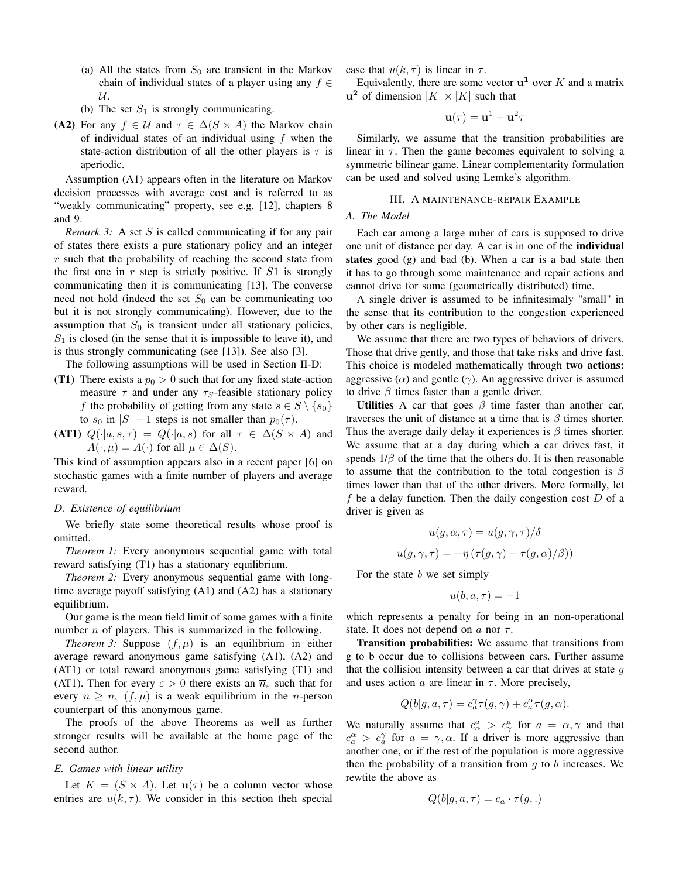(a) All the states from $S_0$ are transient in the Markov chain of individual states of a player using any $f \in \mathcal{U}$.

(b) The set $S_1$ is strongly communicating.

**(A2)** For any $f \in \mathcal{U}$ and $\tau \in \Delta(S \times A)$ the Markov chain of individual states of an individual using $f$ when the state-action distribution of all the other players is $\tau$ is aperiodic.

Assumption (A1) appears often in the literature on Markov decision processes with average cost and is referred to as "weakly communicating" property, see e.g. [12], chapters 8 and 9.

*Remark 3:* A set $S$ is called communicating if for any pair of states there exists a pure stationary policy and an integer $r$ such that the probability of reaching the second state from the first one in $r$ step is strictly positive. If $S1$ is strongly communicating then it is communicating [13]. The converse need not hold (indeed the set $S_0$ can be communicating too but it is not strongly communicating). However, due to the assumption that $S_0$ is transient under all stationary policies, $S_1$ is closed (in the sense that it is impossible to leave it), and is thus strongly communicating (see [13]). See also [3].

The following assumptions will be used in Section II-D:

**(T1)** There exists a $p_0 > 0$ such that for any fixed state-action measure $\tau$ and under any $\tau_S$-feasible stationary policy $f$ the probability of getting from any state $s \in S \setminus \{s_0\}$ to $s_0$ in $|S| - 1$ steps is not smaller than $p_0(\tau)$.

**(AT1)** $Q(\cdot|a, s, \tau) = Q(\cdot|a, s)$ for all $\tau \in \Delta(S \times A)$ and $A(\cdot, \mu) = A(\cdot)$ for all $\mu \in \Delta(S)$.

This kind of assumption appears also in a recent paper [6] on stochastic games with a finite number of players and average reward.

### D. Existence of equilibrium

We briefly state some theoretical results whose proof is omitted.

*Theorem 1:* Every anonymous sequential game with total reward satisfying (T1) has a stationary equilibrium.

*Theorem 2:* Every anonymous sequential game with long-time average payoff satisfying (A1) and (A2) has a stationary equilibrium.

Our game is the mean field limit of some games with a finite number $n$ of players. This is summarized in the following.

*Theorem 3:* Suppose $(f, \mu)$ is an equilibrium in either average reward anonymous game satisfying (A1), (A2) and (AT1) or total reward anonymous game satisfying (T1) and (AT1). Then for every $\varepsilon > 0$ there exists an $\overline{n}_\varepsilon$ such that for every $n \geq \overline{n}_\varepsilon$ $(f, \mu)$ is a weak equilibrium in the $n$-person counterpart of this anonymous game.

The proofs of the above Theorems as well as further stronger results will be available at the home page of the second author.

### E. Games with linear utility

Let $K = (S \times A)$. Let $\mathbf{u}(\tau)$ be a column vector whose entries are $u(k, \tau)$. We consider in this section theh special case that $u(k, \tau)$ is linear in $\tau$.

Equivalently, there are some vector $\mathbf{u^1}$ over $K$ and a matrix $\mathbf{u^2}$ of dimension $|K| \times |K|$ such that

$$\mathbf{u}(\tau) = \mathbf{u}^1 + \mathbf{u}^2 \tau$$

Similarly, we assume that the transition probabilities are linear in $\tau$. Then the game becomes equivalent to solving a symmetric bilinear game. Linear complementarity formulation can be used and solved using Lemke's algorithm.

## III. A maintenance-repair Example

### A. The Model

Each car among a large nuber of cars is supposed to drive one unit of distance per day. A car is in one of the **individual states** good (g) and bad (b). When a car is a bad state then it has to go through some maintenance and repair actions and cannot drive for some (geometrically distributed) time.

A single driver is assumed to be infinitesimaly "small" in the sense that its contribution to the congestion experienced by other cars is negligible.

We assume that there are two types of behaviors of drivers. Those that drive gently, and those that take risks and drive fast. This choice is modeled mathematically through **two actions:** aggressive ($\alpha$) and gentle ($\gamma$). An aggressive driver is assumed to drive $\beta$ times faster than a gentle driver.

**Utilities** A car that goes $\beta$ time faster than another car, traverses the unit of distance at a time that is $\beta$ times shorter. Thus the average daily delay it experiences is $\beta$ times shorter. We assume that at a day during which a car drives fast, it spends $1/\beta$ of the time that the others do. It is then reasonable to assume that the contribution to the total congestion is $\beta$ times lower than that of the other drivers. More formally, let $f$ be a delay function. Then the daily congestion cost $D$ of a driver is given as

$$u(g, \alpha, \tau) = u(g, \gamma, \tau)/\delta$$

$$u(g, \gamma, \tau) = -\eta \left(\tau(g, \gamma) + \tau(g, \alpha)/\beta\right))$$

For the state $b$ we set simply

$$u(b, a, \tau) = -1$$

which represents a penalty for being in an non-operational state. It does not depend on $a$ nor $\tau$.

**Transition probabilities:** We assume that transitions from g to b occur due to collisions between cars. Further assume that the collision intensity between a car that drives at state $g$ and uses action $a$ are linear in $\tau$. More precisely,

$$Q(b|g, a, \tau) = c_a^\gamma \tau(g, \gamma) + c_a^\alpha \tau(g, \alpha).$$

We naturally assume that $c_\alpha^a > c_\gamma^a$ for $a = \alpha, \gamma$ and that $c_a^\alpha > c_a^\gamma$ for $a = \gamma, \alpha$. If a driver is more aggressive than another one, or if the rest of the population is more aggressive then the probability of a transition from $g$ to $b$ increases. We rewtite the above as

$$Q(b|g, a, \tau) = c_a \cdot \tau(g, .)$$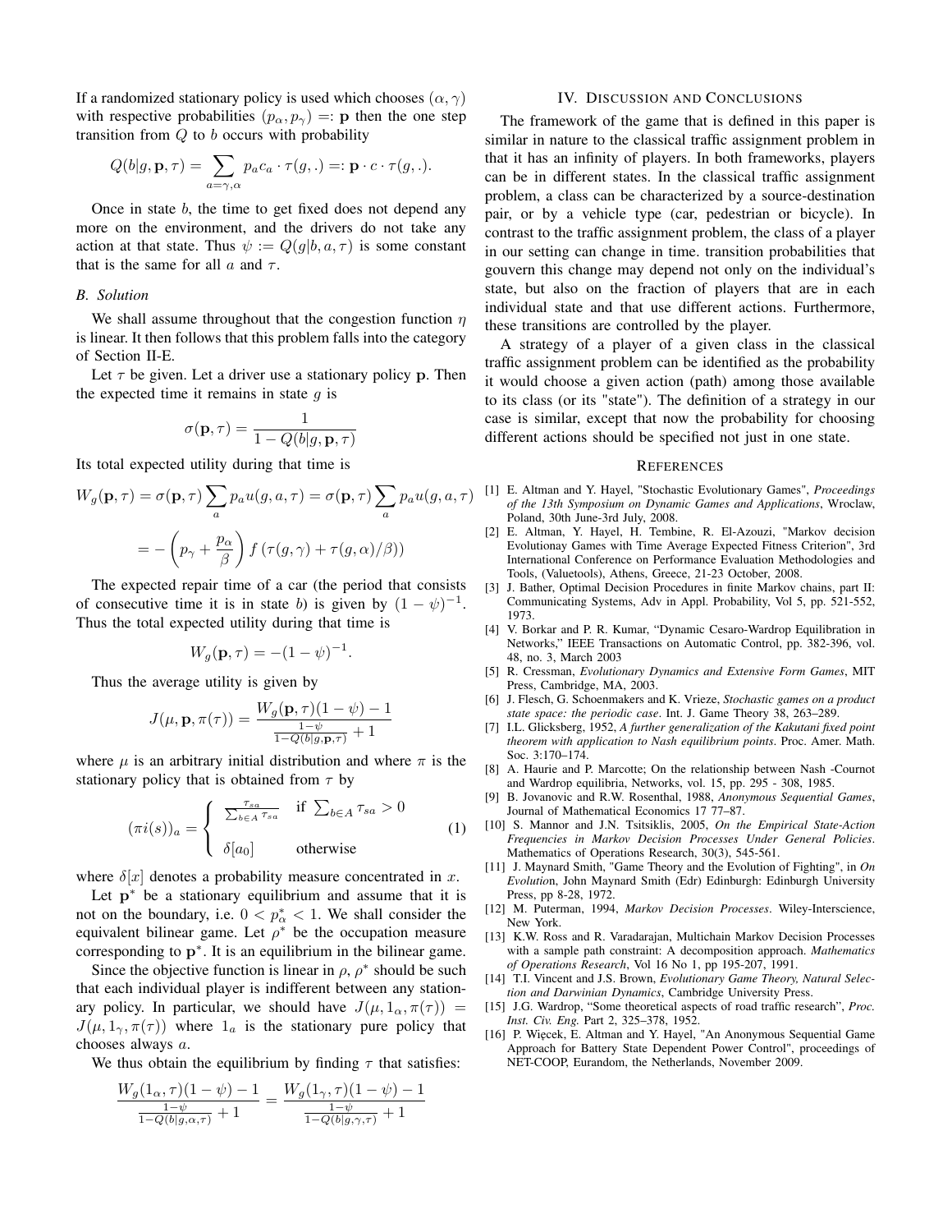If a randomized stationary policy is used which chooses $(\alpha, \gamma)$ with respective probabilities $(p_\alpha, p_\gamma) =: \mathbf{p}$ then the one step transition from $Q$ to $b$ occurs with probability

$$Q(b|g, \mathbf{p}, \tau) = \sum_{a=\gamma,\alpha} p_a c_a \cdot \tau(g, .) =: \mathbf{p} \cdot c \cdot \tau(g, .).$$

Once in state $b$, the time to get fixed does not depend any more on the environment, and the drivers do not take any action at that state. Thus $\psi := Q(g|b, a, \tau)$ is some constant that is the same for all $a$ and $\tau$.

### *B. Solution*

We shall assume throughout that the congestion function $\eta$ is linear. It then follows that this problem falls into the category of Section II-E.

Let $\tau$ be given. Let a driver use a stationary policy $\mathbf{p}$. Then the expected time it remains in state $g$ is

$$\sigma(\mathbf{p}, \tau) = \frac{1}{1 - Q(b|g, \mathbf{p}, \tau)}$$

Its total expected utility during that time is

$$W_g(\mathbf{p}, \tau) = \sigma(\mathbf{p}, \tau) \sum_a p_a u(g, a, \tau) = \sigma(\mathbf{p}, \tau) \sum_a p_a u(g, a, \tau)$$

$$= -\left(p_\gamma + \frac{p_\alpha}{\beta}\right) f\left(\tau(g, \gamma) + \tau(g, \alpha)/\beta)\right)$$

The expected repair time of a car (the period that consists of consecutive time it is in state $b$) is given by $(1-\psi)^{-1}$. Thus the total expected utility during that time is

$$W_g(\mathbf{p}, \tau) = -(1-\psi)^{-1}.$$

Thus the average utility is given by

$$J(\mu, \mathbf{p}, \pi(\tau)) = \frac{W_g(\mathbf{p}, \tau)(1-\psi) - 1}{\frac{1-\psi}{1-Q(b|g,\mathbf{p},\tau)} + 1}$$

where $\mu$ is an arbitrary initial distribution and where $\pi$ is the stationary policy that is obtained from $\tau$ by

$$(\pi i(s))_a = \begin{cases} \frac{\tau_{sa}}{\sum_{b \in A} \tau_{sa}} & \text{if } \sum_{b \in A} \tau_{sa} > 0 \\ \delta[a_0] & \text{otherwise} \end{cases} \quad (1)$$

where $\delta[x]$ denotes a probability measure concentrated in $x$.

Let $\mathbf{p}^*$ be a stationary equilibrium and assume that it is not on the boundary, i.e. $0 < p^*_\alpha < 1$. We shall consider the equivalent bilinear game. Let $\rho^*$ be the occupation measure corresponding to $\mathbf{p}^*$. It is an equilibrium in the bilinear game.

Since the objective function is linear in $\rho$, $\rho^*$ should be such that each individual player is indifferent between any stationary policy. In particular, we should have $J(\mu, 1_\alpha, \pi(\tau)) = J(\mu, 1_\gamma, \pi(\tau))$ where $1_a$ is the stationary pure policy that chooses always $a$.

We thus obtain the equilibrium by finding $\tau$ that satisfies:

$$\frac{W_g(1_\alpha, \tau)(1-\psi) - 1}{\frac{1-\psi}{1-Q(b|g,\alpha,\tau)} + 1} = \frac{W_g(1_\gamma, \tau)(1-\psi) - 1}{\frac{1-\psi}{1-Q(b|g,\gamma,\tau)} + 1}$$

## IV. Discussion and Conclusions

The framework of the game that is defined in this paper is similar in nature to the classical traffic assignment problem in that it has an infinity of players. In both frameworks, players can be in different states. In the classical traffic assignment problem, a class can be characterized by a source-destination pair, or by a vehicle type (car, pedestrian or bicycle). In contrast to the traffic assignment problem, the class of a player in our setting can change in time. transition probabilities that gouvern this change may depend not only on the individual's state, but also on the fraction of players that are in each individual state and that use different actions. Furthermore, these transitions are controlled by the player.

A strategy of a player of a given class in the classical traffic assignment problem can be identified as the probability it would choose a given action (path) among those available to its class (or its "state"). The definition of a strategy in our case is similar, except that now the probability for choosing different actions should be specified not just in one state.

## References

[1] E. Altman and Y. Hayel, "Stochastic Evolutionary Games", *Proceedings of the 13th Symposium on Dynamic Games and Applications*, Wroclaw, Poland, 30th June-3rd July, 2008.

[2] E. Altman, Y. Hayel, H. Tembine, R. El-Azouzi, "Markov decision Evolutionay Games with Time Average Expected Fitness Criterion", 3rd International Conference on Performance Evaluation Methodologies and Tools, (Valuetools), Athens, Greece, 21-23 October, 2008.

[3] J. Bather, Optimal Decision Procedures in finite Markov chains, part II: Communicating Systems, Adv in Appl. Probability, Vol 5, pp. 521-552, 1973.

[4] V. Borkar and P. R. Kumar, "Dynamic Cesaro-Wardrop Equilibration in Networks," IEEE Transactions on Automatic Control, pp. 382-396, vol. 48, no. 3, March 2003

[5] R. Cressman, *Evolutionary Dynamics and Extensive Form Games*, MIT Press, Cambridge, MA, 2003.

[6] J. Flesch, G. Schoenmakers and K. Vrieze, *Stochastic games on a product state space: the periodic case*. Int. J. Game Theory 38, 263–289.

[7] I.L. Glicksberg, 1952, *A further generalization of the Kakutani fixed point theorem with application to Nash equilibrium points*. Proc. Amer. Math. Soc. 3:170–174.

[8] A. Haurie and P. Marcotte; On the relationship between Nash -Cournot and Wardrop equilibria, Networks, vol. 15, pp. 295 - 308, 1985.

[9] B. Jovanovic and R.W. Rosenthal, 1988, *Anonymous Sequential Games*, Journal of Mathematical Economics 17 77–87.

[10] S. Mannor and J.N. Tsitsiklis, 2005, *On the Empirical State-Action Frequencies in Markov Decision Processes Under General Policies*. Mathematics of Operations Research, 30(3), 545-561.

[11] J. Maynard Smith, "Game Theory and the Evolution of Fighting", in *On Evolution*, John Maynard Smith (Edr) Edinburgh: Edinburgh University Press, pp 8-28, 1972.

[12] M. Puterman, 1994, *Markov Decision Processes*. Wiley-Interscience, New York.

[13] K.W. Ross and R. Varadarajan, Multichain Markov Decision Processes with a sample path constraint: A decomposition approach. *Mathematics of Operations Research*, Vol 16 No 1, pp 195-207, 1991.

[14] T.I. Vincent and J.S. Brown, *Evolutionary Game Theory, Natural Selection and Darwinian Dynamics*, Cambridge University Press.

[15] J.G. Wardrop, "Some theoretical aspects of road traffic research", *Proc. Inst. Civ. Eng.* Part 2, 325–378, 1952.

[16] P. Więcek, E. Altman and Y. Hayel, "An Anonymous Sequential Game Approach for Battery State Dependent Power Control", proceedings of NET-COOP, Eurandom, the Netherlands, November 2009.